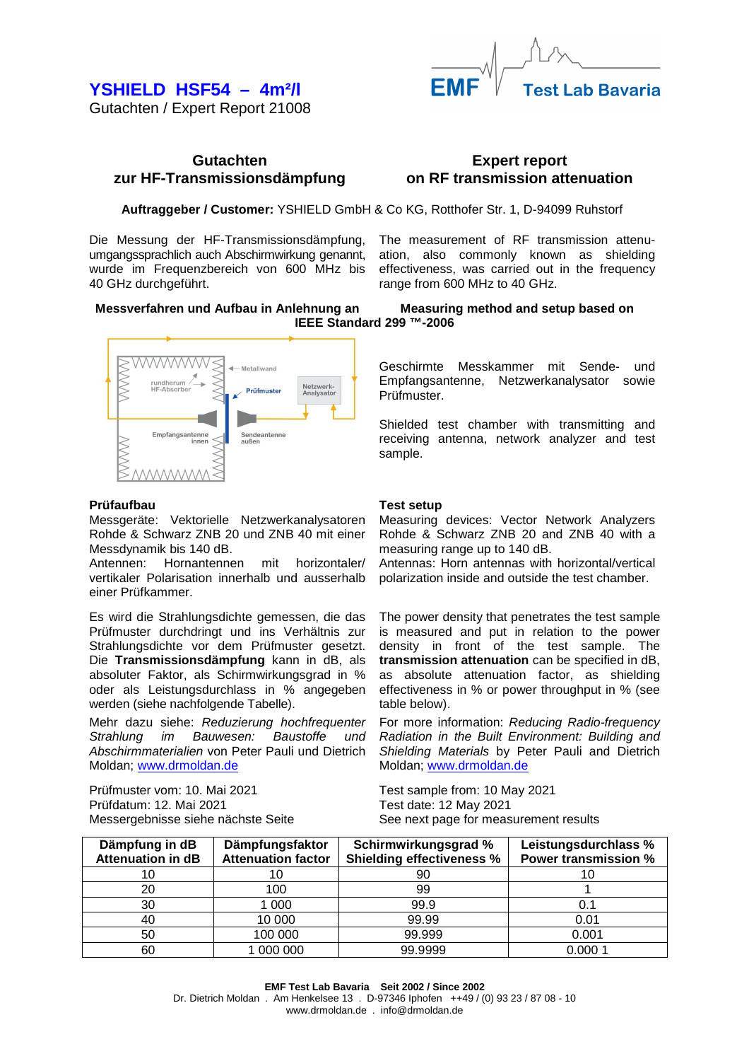# YSHIELD HSF54 – 4m²/l

Gutachten / Expert Report 21008

EMF Test Lab Bavaria

## Gutachten zur HF-Transmissionsdämpfung

## Expert report on RF transmission attenuation

**Auftraggeber / Customer:** YSHIELD GmbH & Co KG, Rotthofer Str. 1, D-94099 Ruhstorf

Die Messung der HF-Transmissionsdämpfung, umgangssprachlich auch Abschirmwirkung genannt, wurde im Frequenzbereich von 600 MHz bis 40 GHz durchgeführt.

The measurement of RF transmission attenuation, also commonly known as shielding effectiveness, was carried out in the frequency range from 600 MHz to 40 GHz.

**Messverfahren und Aufbau in Anlehnung an / Measuring method and setup based on IEEE Standard 299 ™-2006**

Metallwand
rundherum HF-Absorber
Prüfmuster
Netzwerk-Analysator
Empfangsantenne innen
Sendeantenne außen

Geschirmte Messkammer mit Sende- und Empfangsantenne, Netzwerkanalysator sowie Prüfmuster.

Shielded test chamber with transmitting and receiving antenna, network analyzer and test sample.

### Prüfaufbau

Messgeräte: Vektorielle Netzwerkanalysatoren Rohde & Schwarz ZNB 20 und ZNB 40 mit einer Messdynamik bis 140 dB.
Antennen: Hornantennen mit horizontaler/vertikaler Polarisation innerhalb und ausserhalb einer Prüfkammer.

### Test setup

Measuring devices: Vector Network Analyzers Rohde & Schwarz ZNB 20 and ZNB 40 with a measuring range up to 140 dB.
Antennas: Horn antennas with horizontal/vertical polarization inside and outside the test chamber.

Es wird die Strahlungsdichte gemessen, die das Prüfmuster durchdringt und ins Verhältnis zur Strahlungsdichte vor dem Prüfmuster gesetzt. Die **Transmissionsdämpfung** kann in dB, als absoluter Faktor, als Schirmwirkungsgrad in % oder als Leistungsdurchlass in % angegeben werden (siehe nachfolgende Tabelle).

The power density that penetrates the test sample is measured and put in relation to the power density in front of the test sample. The **transmission attenuation** can be specified in dB, as absolute attenuation factor, as shielding effectiveness in % or power throughput in % (see table below).

Mehr dazu siehe: *Reduzierung hochfrequenter Strahlung im Bauwesen: Baustoffe und Abschirmmaterialien* von Peter Pauli und Dietrich Moldan; www.drmoldan.de

For more information: *Reducing Radio-frequency Radiation in the Built Environment: Building and Shielding Materials* by Peter Pauli and Dietrich Moldan; www.drmoldan.de

Prüfmuster vom: 10. Mai 2021
Prüfdatum: 12. Mai 2021
Messergebnisse siehe nächste Seite

Test sample from: 10 May 2021
Test date: 12 May 2021
See next page for measurement results

| Dämpfung in dB<br>Attenuation in dB | Dämpfungsfaktor<br>Attenuation factor | Schirmwirkungsgrad %<br>Shielding effectiveness % | Leistungsdurchlass %<br>Power transmission % |
|---|---|---|---|
| 10 | 10 | 90 | 10 |
| 20 | 100 | 99 | 1 |
| 30 | 1 000 | 99.9 | 0.1 |
| 40 | 10 000 | 99.99 | 0.01 |
| 50 | 100 000 | 99.999 | 0.001 |
| 60 | 1 000 000 | 99.9999 | 0.000 1 |

**EMF Test Lab Bavaria Seit 2002 / Since 2002**
Dr. Dietrich Moldan . Am Henkelsee 13 . D-97346 Iphofen ++49 / (0) 93 23 / 87 08 - 10
www.drmoldan.de . info@drmoldan.de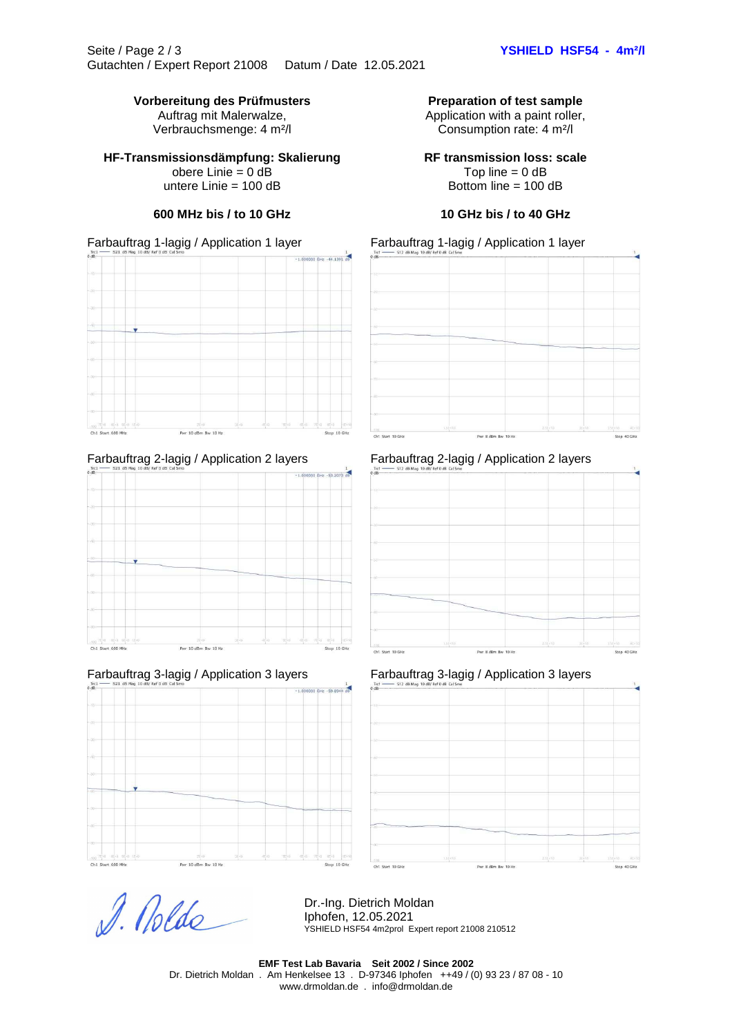**YSHIELD HSF54 - 4m²/l**

Gutachten / Expert Report 21008 Datum / Date 12.05.2021

**Vorbereitung des Prüfmusters**
Auftrag mit Malerwalze,
Verbrauchsmenge: 4 m²/l

**Preparation of test sample**
Application with a paint roller,
Consumption rate: 4 m²/l

**HF-Transmissionsdämpfung: Skalierung**
obere Linie = 0 dB
untere Linie = 100 dB

**RF transmission loss: scale**
Top line = 0 dB
Bottom line = 100 dB

**600 MHz bis / to 10 GHz**

Farbauftrag 1-lagig / Application 1 layer

Farbauftrag 2-lagig / Application 2 layers

Farbauftrag 3-lagig / Application 3 layers

**10 GHz bis / to 40 GHz**

Farbauftrag 1-lagig / Application 1 layer

Farbauftrag 2-lagig / Application 2 layers

Farbauftrag 3-lagig / Application 3 layers

Dr.-Ing. Dietrich Moldan
Iphofen, 12.05.2021
YSHIELD HSF54 4m2prol Expert report 21008 210512

**EMF Test Lab Bavaria Seit 2002 / Since 2002**
Dr. Dietrich Moldan . Am Henkelsee 13 . D-97346 Iphofen ++49 / (0) 93 23 / 87 08 - 10
www.drmoldan.de . info@drmoldan.de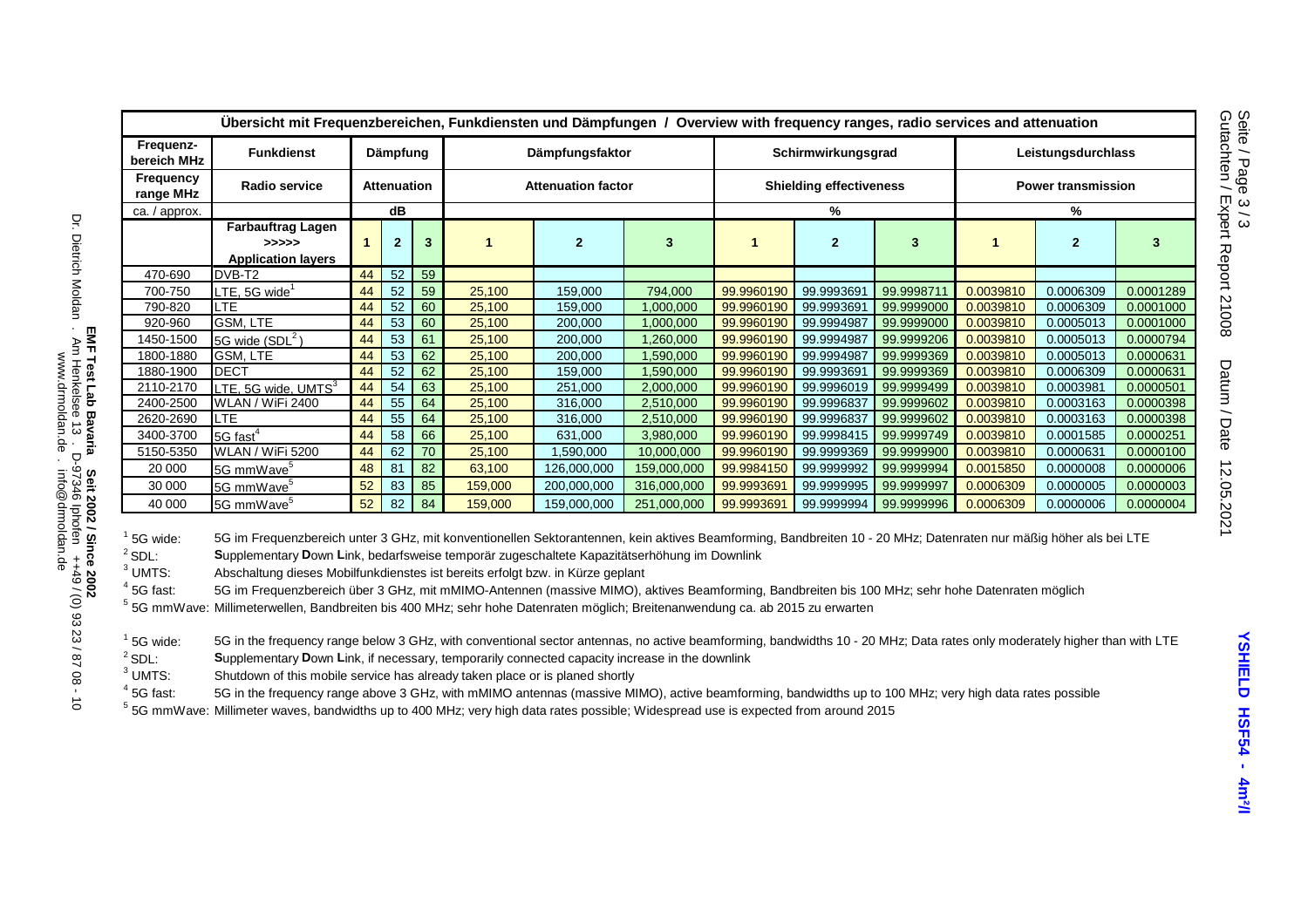| Übersicht mit Frequenzbereichen, Funkdiensten und Dämpfungen / Overview with frequency ranges, radio services and attenuation | | | | | | | | | | | | | |
|---|---|---|---|---|---|---|---|---|---|---|---|---|---|
| Frequenz-bereich MHz | Funkdienst | Dämpfung | | | Dämpfungsfaktor | | | Schirmwirkungsgrad | | | Leistungsdurchlass | | |
| Frequency range MHz | Radio service | Attenuation | | | Attenuation factor | | | Shielding effectiveness | | | Power transmission | | |
| ca. / approx. | | dB | | | | | | % | | | % | | |
| | Farbauftrag Lagen >>>>> Application layers | 1 | 2 | 3 | 1 | 2 | 3 | 1 | 2 | 3 | 1 | 2 | 3 |
| 470-690 | DVB-T2 | 44 | 52 | 59 | | | | | | | | | |
| 700-750 | LTE, 5G wide[1] | 44 | 52 | 59 | 25,100 | 159,000 | 794,000 | 99.9960190 | 99.9993691 | 99.9998711 | 0.0039810 | 0.0006309 | 0.0001289 |
| 790-820 | LTE | 44 | 52 | 60 | 25,100 | 159,000 | 1,000,000 | 99.9960190 | 99.9993691 | 99.9999000 | 0.0039810 | 0.0006309 | 0.0001000 |
| 920-960 | GSM, LTE | 44 | 53 | 60 | 25,100 | 200,000 | 1,000,000 | 99.9960190 | 99.9994987 | 99.9999000 | 0.0039810 | 0.0005013 | 0.0001000 |
| 1450-1500 | 5G wide (SDL[2]) | 44 | 53 | 61 | 25,100 | 200,000 | 1,260,000 | 99.9960190 | 99.9994987 | 99.9999206 | 0.0039810 | 0.0005013 | 0.0000794 |
| 1800-1880 | GSM, LTE | 44 | 53 | 62 | 25,100 | 200,000 | 1,590,000 | 99.9960190 | 99.9994987 | 99.9999369 | 0.0039810 | 0.0005013 | 0.0000631 |
| 1880-1900 | DECT | 44 | 52 | 62 | 25,100 | 159,000 | 1,590,000 | 99.9960190 | 99.9993691 | 99.9999369 | 0.0039810 | 0.0006309 | 0.0000631 |
| 2110-2170 | LTE, 5G wide, UMTS[3] | 44 | 54 | 63 | 25,100 | 251,000 | 2,000,000 | 99.9960190 | 99.9996019 | 99.9999499 | 0.0039810 | 0.0003981 | 0.0000501 |
| 2400-2500 | WLAN / WiFi 2400 | 44 | 55 | 64 | 25,100 | 316,000 | 2,510,000 | 99.9960190 | 99.9996837 | 99.9999602 | 0.0039810 | 0.0003163 | 0.0000398 |
| 2620-2690 | LTE | 44 | 55 | 64 | 25,100 | 316,000 | 2,510,000 | 99.9960190 | 99.9996837 | 99.9999602 | 0.0039810 | 0.0003163 | 0.0000398 |
| 3400-3700 | 5G fast[4] | 44 | 58 | 66 | 25,100 | 631,000 | 3,980,000 | 99.9960190 | 99.9998415 | 99.9999749 | 0.0039810 | 0.0001585 | 0.0000251 |
| 5150-5350 | WLAN / WiFi 5200 | 44 | 62 | 70 | 25,100 | 1,590,000 | 10,000,000 | 99.9960190 | 99.9999369 | 99.9999900 | 0.0039810 | 0.0000631 | 0.0000100 |
| 20 000 | 5G mmWave[5] | 48 | 81 | 82 | 63,100 | 126,000,000 | 159,000,000 | 99.9984150 | 99.9999992 | 99.9999994 | 0.0015850 | 0.0000008 | 0.0000006 |
| 30 000 | 5G mmWave[5] | 52 | 83 | 85 | 159,000 | 200,000,000 | 316,000,000 | 99.9993691 | 99.9999995 | 99.9999997 | 0.0006309 | 0.0000005 | 0.0000003 |
| 40 000 | 5G mmWave[5] | 52 | 82 | 84 | 159,000 | 159,000,000 | 251,000,000 | 99.9993691 | 99.9999994 | 99.9999996 | 0.0006309 | 0.0000006 | 0.0000004 |

[1] 5G wide: 5G im Frequenzbereich unter 3 GHz, mit konventionellen Sektorantennen, kein aktives Beamforming, Bandbreiten 10 - 20 MHz; Datenraten nur mäßig höher als bei LTE
[2] SDL: **S**upplementary **D**own **L**ink, bedarfsweise temporär zugeschaltete Kapazitätserhöhung im Downlink
[3] UMTS: Abschaltung dieses Mobilfunkdienstes ist bereits erfolgt bzw. in Kürze geplant
[4] 5G fast: 5G im Frequenzbereich über 3 GHz, mit mMIMO-Antennen (massive MIMO), aktives Beamforming, Bandbreiten bis 100 MHz; sehr hohe Datenraten möglich
[5] 5G mmWave: Millimeterwellen, Bandbreiten bis 400 MHz; sehr hohe Datenraten möglich; Breitenanwendung ca. ab 2015 zu erwarten

[1] 5G wide: 5G in the frequency range below 3 GHz, with conventional sector antennas, no active beamforming, bandwidths 10 - 20 MHz; Data rates only moderately higher than with LTE
[2] SDL: **S**upplementary **D**own **L**ink, if necessary, temporarily connected capacity increase in the downlink
[3] UMTS: Shutdown of this mobile service has already taken place or is planed shortly
[4] 5G fast: 5G in the frequency range above 3 GHz, with mMIMO antennas (massive MIMO), active beamforming, bandwidths up to 100 MHz; very high data rates possible
[5] 5G mmWave: Millimeter waves, bandwidths up to 400 MHz; very high data rates possible; Widespread use is expected from around 2015